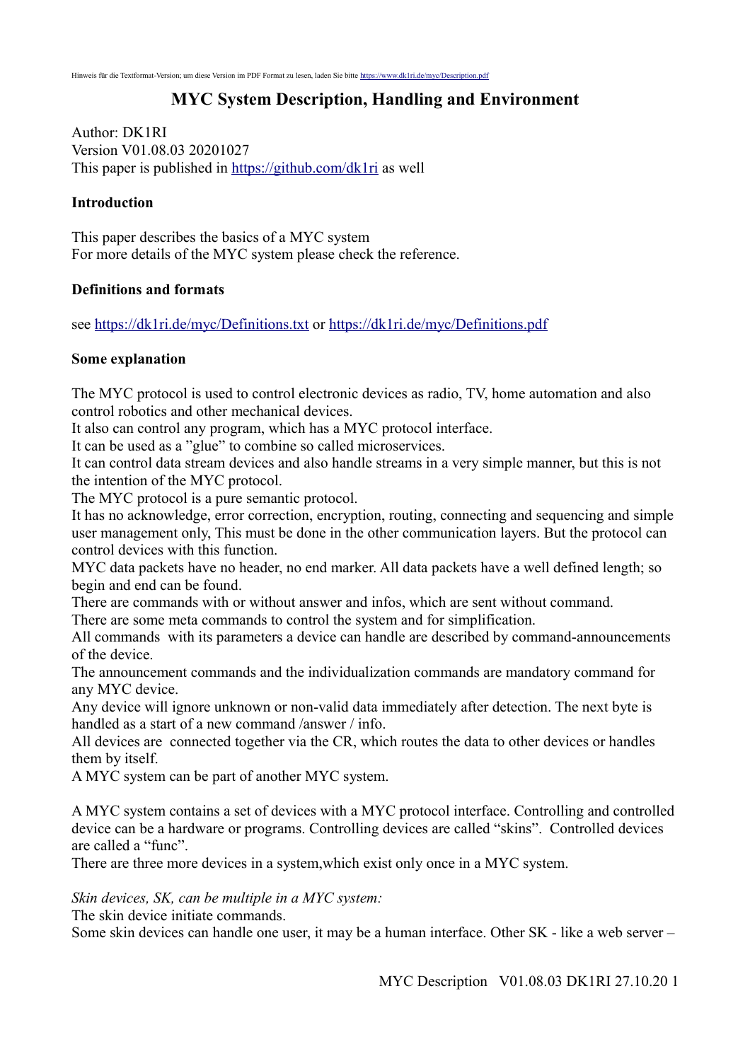Hinweis für die Textformat-Version; um diese Version im PDF Format zu lesen, laden Sie bitte https://www.dk1ri.de/myc/Description.pdf

# MYC System Description, Handling and Environment

Author: DK1RI
Version V01.08.03 20201027
This paper is published in https://github.com/dk1ri as well

**Introduction**

This paper describes the basics of a MYC system
For more details of the MYC system please check the reference.

**Definitions and formats**

see https://dk1ri.de/myc/Definitions.txt or https://dk1ri.de/myc/Definitions.pdf

**Some explanation**

The MYC protocol is used to control electronic devices as radio, TV, home automation and also control robotics and other mechanical devices.
It also can control any program, which has a MYC protocol interface.
It can be used as a "glue" to combine so called microservices.
It can control data stream devices and also handle streams in a very simple manner, but this is not the intention of the MYC protocol.
The MYC protocol is a pure semantic protocol.
It has no acknowledge, error correction, encryption, routing, connecting and sequencing and simple user management only, This must be done in the other communication layers. But the protocol can control devices with this function.
MYC data packets have no header, no end marker. All data packets have a well defined length; so begin and end can be found.
There are commands with or without answer and infos, which are sent without command.
There are some meta commands to control the system and for simplification.
All commands with its parameters a device can handle are described by command-announcements of the device.
The announcement commands and the individualization commands are mandatory command for any MYC device.
Any device will ignore unknown or non-valid data immediately after detection. The next byte is handled as a start of a new command /answer / info.
All devices are connected together via the CR, which routes the data to other devices or handles them by itself.
A MYC system can be part of another MYC system.

A MYC system contains a set of devices with a MYC protocol interface. Controlling and controlled device can be a hardware or programs. Controlling devices are called "skins". Controlled devices are called a "func".
There are three more devices in a system,which exist only once in a MYC system.

*Skin devices, SK, can be multiple in a MYC system:*
The skin device initiate commands.
Some skin devices can handle one user, it may be a human interface. Other SK - like a web server –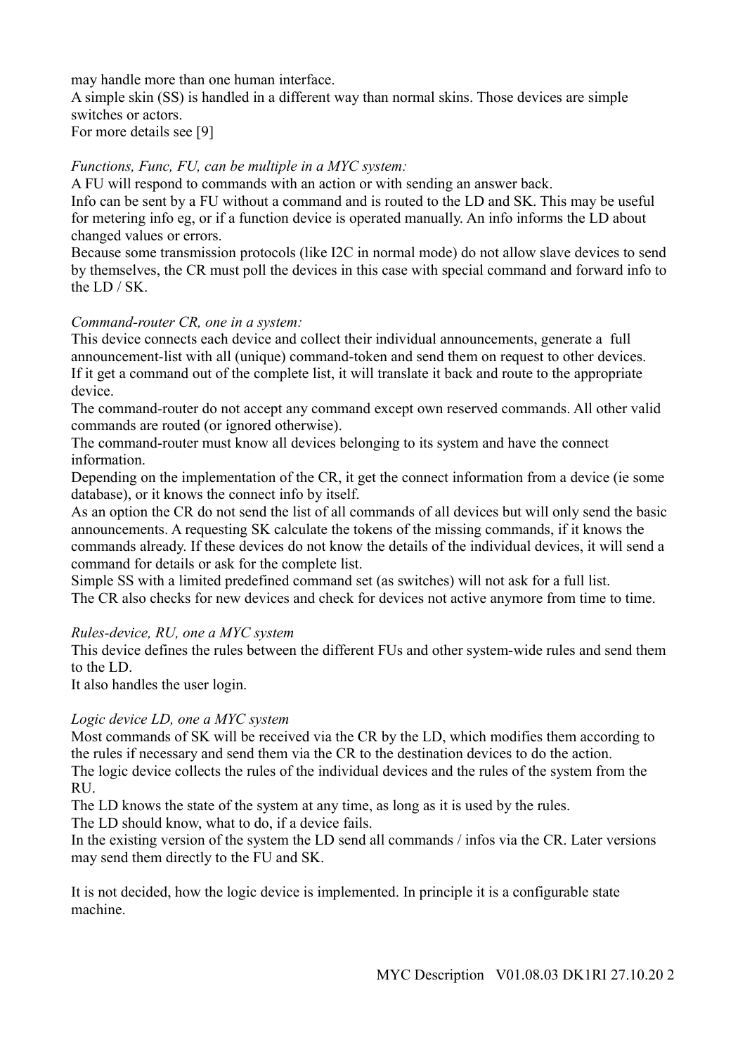may handle more than one human interface.
A simple skin (SS) is handled in a different way than normal skins. Those devices are simple switches or actors.
For more details see [9]

*Functions, Func, FU, can be multiple in a MYC system:*
A FU will respond to commands with an action or with sending an answer back.
Info can be sent by a FU without a command and is routed to the LD and SK. This may be useful for metering info eg, or if a function device is operated manually. An info informs the LD about changed values or errors.
Because some transmission protocols (like I2C in normal mode) do not allow slave devices to send by themselves, the CR must poll the devices in this case with special command and forward info to the LD / SK.

*Command-router CR, one in a system:*
This device connects each device and collect their individual announcements, generate a full announcement-list with all (unique) command-token and send them on request to other devices.
If it get a command out of the complete list, it will translate it back and route to the appropriate device.
The command-router do not accept any command except own reserved commands. All other valid commands are routed (or ignored otherwise).
The command-router must know all devices belonging to its system and have the connect information.
Depending on the implementation of the CR, it get the connect information from a device (ie some database), or it knows the connect info by itself.
As an option the CR do not send the list of all commands of all devices but will only send the basic announcements. A requesting SK calculate the tokens of the missing commands, if it knows the commands already. If these devices do not know the details of the individual devices, it will send a command for details or ask for the complete list.
Simple SS with a limited predefined command set (as switches) will not ask for a full list.
The CR also checks for new devices and check for devices not active anymore from time to time.

*Rules-device, RU, one a MYC system*
This device defines the rules between the different FUs and other system-wide rules and send them to the LD.
It also handles the user login.

*Logic device LD, one a MYC system*
Most commands of SK will be received via the CR by the LD, which modifies them according to the rules if necessary and send them via the CR to the destination devices to do the action.
The logic device collects the rules of the individual devices and the rules of the system from the RU.
The LD knows the state of the system at any time, as long as it is used by the rules.
The LD should know, what to do, if a device fails.
In the existing version of the system the LD send all commands / infos via the CR. Later versions may send them directly to the FU and SK.

It is not decided, how the logic device is implemented. In principle it is a configurable state machine.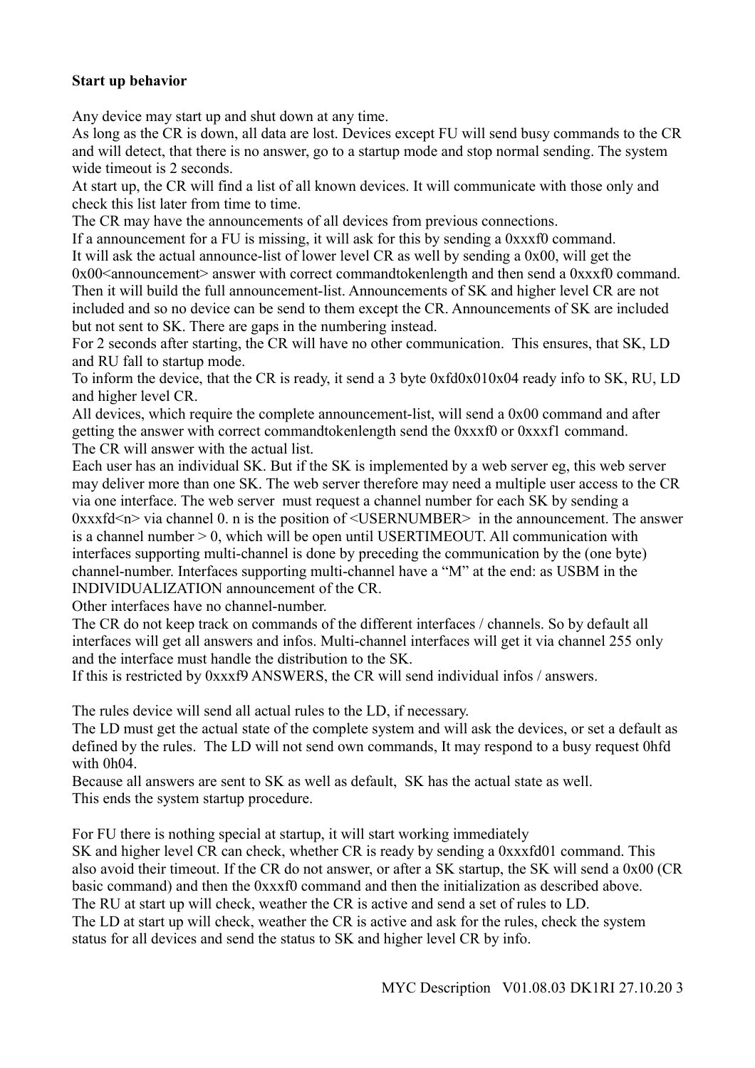**Start up behavior**

Any device may start up and shut down at any time.
As long as the CR is down, all data are lost. Devices except FU will send busy commands to the CR and will detect, that there is no answer, go to a startup mode and stop normal sending. The system wide timeout is 2 seconds.
At start up, the CR will find a list of all known devices. It will communicate with those only and check this list later from time to time.
The CR may have the announcements of all devices from previous connections.
If a announcement for a FU is missing, it will ask for this by sending a 0xxxf0 command.
It will ask the actual announce-list of lower level CR as well by sending a 0x00, will get the 0x00<announcement> answer with correct commandtokenlength and then send a 0xxxf0 command. Then it will build the full announcement-list. Announcements of SK and higher level CR are not included and so no device can be send to them except the CR. Announcements of SK are included but not sent to SK. There are gaps in the numbering instead.
For 2 seconds after starting, the CR will have no other communication. This ensures, that SK, LD and RU fall to startup mode.
To inform the device, that the CR is ready, it send a 3 byte 0xfd0x010x04 ready info to SK, RU, LD and higher level CR.
All devices, which require the complete announcement-list, will send a 0x00 command and after getting the answer with correct commandtokenlength send the 0xxxf0 or 0xxxf1 command.
The CR will answer with the actual list.
Each user has an individual SK. But if the SK is implemented by a web server eg, this web server may deliver more than one SK. The web server therefore may need a multiple user access to the CR via one interface. The web server must request a channel number for each SK by sending a 0xxxfd<n> via channel 0. n is the position of <USERNUMBER> in the announcement. The answer is a channel number > 0, which will be open until USERTIMEOUT. All communication with interfaces supporting multi-channel is done by preceding the communication by the (one byte) channel-number. Interfaces supporting multi-channel have a "M" at the end: as USBM in the INDIVIDUALIZATION announcement of the CR.
Other interfaces have no channel-number.
The CR do not keep track on commands of the different interfaces / channels. So by default all interfaces will get all answers and infos. Multi-channel interfaces will get it via channel 255 only and the interface must handle the distribution to the SK.
If this is restricted by 0xxxf9 ANSWERS, the CR will send individual infos / answers.

The rules device will send all actual rules to the LD, if necessary.
The LD must get the actual state of the complete system and will ask the devices, or set a default as defined by the rules. The LD will not send own commands, It may respond to a busy request 0hfd with 0h04.
Because all answers are sent to SK as well as default, SK has the actual state as well.
This ends the system startup procedure.

For FU there is nothing special at startup, it will start working immediately
SK and higher level CR can check, whether CR is ready by sending a 0xxxfd01 command. This also avoid their timeout. If the CR do not answer, or after a SK startup, the SK will send a 0x00 (CR basic command) and then the 0xxxf0 command and then the initialization as described above.
The RU at start up will check, weather the CR is active and send a set of rules to LD.
The LD at start up will check, weather the CR is active and ask for the rules, check the system status for all devices and send the status to SK and higher level CR by info.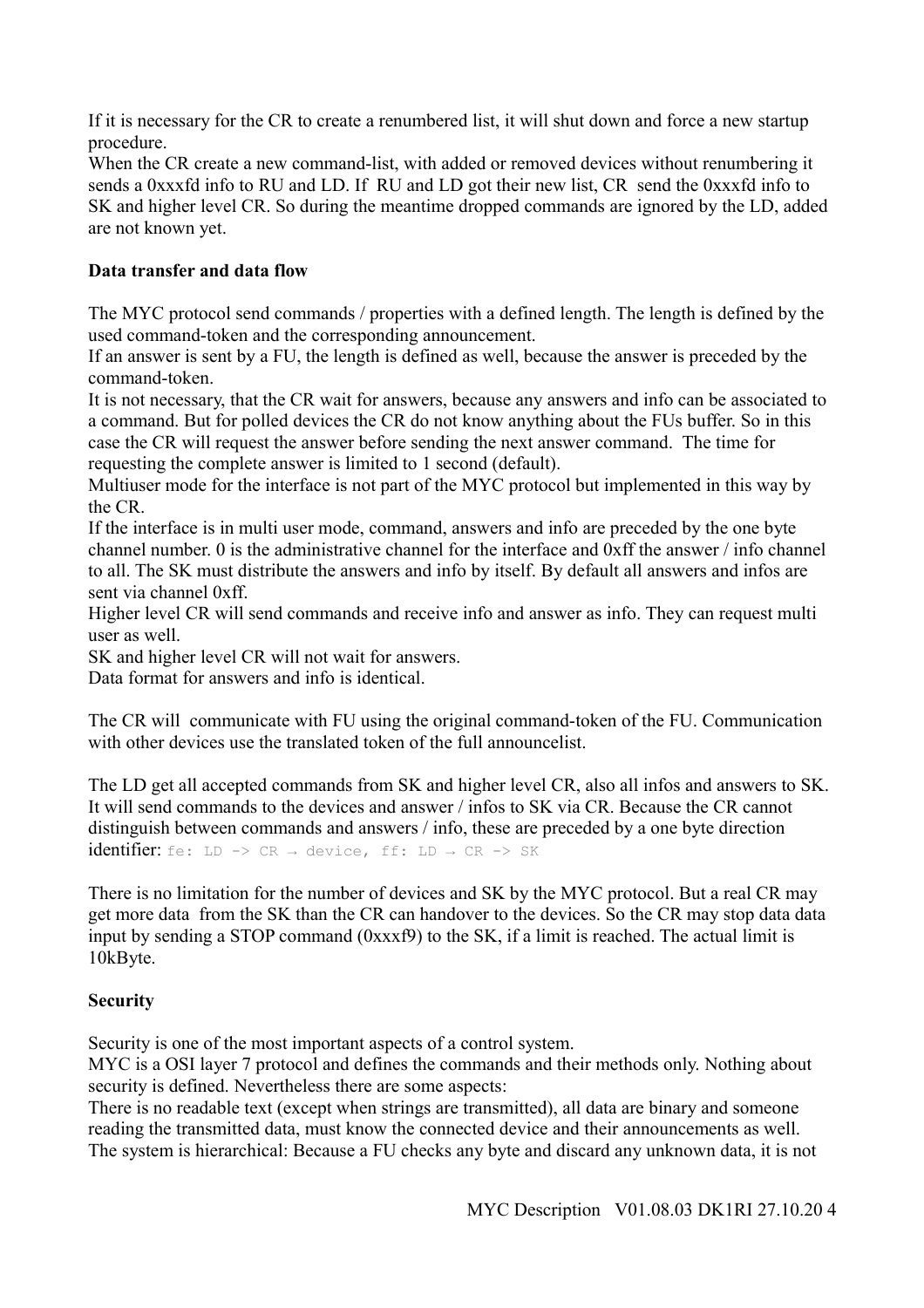If it is necessary for the CR to create a renumbered list, it will shut down and force a new startup procedure.
When the CR create a new command-list, with added or removed devices without renumbering it sends a 0xxxfd info to RU and LD. If RU and LD got their new list, CR send the 0xxxfd info to SK and higher level CR. So during the meantime dropped commands are ignored by the LD, added are not known yet.

**Data transfer and data flow**

The MYC protocol send commands / properties with a defined length. The length is defined by the used command-token and the corresponding announcement.
If an answer is sent by a FU, the length is defined as well, because the answer is preceded by the command-token.
It is not necessary, that the CR wait for answers, because any answers and info can be associated to a command. But for polled devices the CR do not know anything about the FUs buffer. So in this case the CR will request the answer before sending the next answer command. The time for requesting the complete answer is limited to 1 second (default).
Multiuser mode for the interface is not part of the MYC protocol but implemented in this way by the CR.
If the interface is in multi user mode, command, answers and info are preceded by the one byte channel number. 0 is the administrative channel for the interface and 0xff the answer / info channel to all. The SK must distribute the answers and info by itself. By default all answers and infos are sent via channel 0xff.
Higher level CR will send commands and receive info and answer as info. They can request multi user as well.
SK and higher level CR will not wait for answers.
Data format for answers and info is identical.

The CR will communicate with FU using the original command-token of the FU. Communication with other devices use the translated token of the full announcelist.

The LD get all accepted commands from SK and higher level CR, also all infos and answers to SK. It will send commands to the devices and answer / infos to SK via CR. Because the CR cannot distinguish between commands and answers / info, these are preceded by a one byte direction identifier: `fe: LD -> CR → device, ff: LD → CR -> SK`

There is no limitation for the number of devices and SK by the MYC protocol. But a real CR may get more data from the SK than the CR can handover to the devices. So the CR may stop data data input by sending a STOP command (0xxxf9) to the SK, if a limit is reached. The actual limit is 10kByte.

**Security**

Security is one of the most important aspects of a control system.
MYC is a OSI layer 7 protocol and defines the commands and their methods only. Nothing about security is defined. Nevertheless there are some aspects:
There is no readable text (except when strings are transmitted), all data are binary and someone reading the transmitted data, must know the connected device and their announcements as well.
The system is hierarchical: Because a FU checks any byte and discard any unknown data, it is not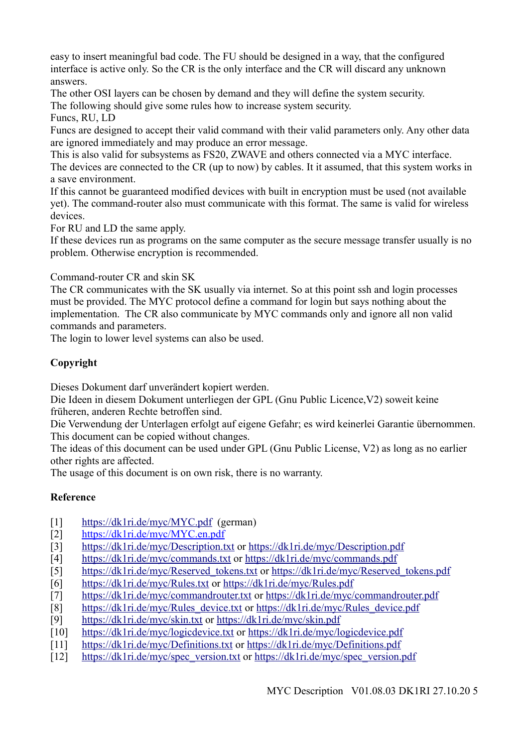easy to insert meaningful bad code. The FU should be designed in a way, that the configured interface is active only. So the CR is the only interface and the CR will discard any unknown answers.
The other OSI layers can be chosen by demand and they will define the system security.
The following should give some rules how to increase system security.
Funcs, RU, LD
Funcs are designed to accept their valid command with their valid parameters only. Any other data are ignored immediately and may produce an error message.
This is also valid for subsystems as FS20, ZWAVE and others connected via a MYC interface.
The devices are connected to the CR (up to now) by cables. It it assumed, that this system works in a save environment.
If this cannot be guaranteed modified devices with built in encryption must be used (not available yet). The command-router also must communicate with this format. The same is valid for wireless devices.
For RU and LD the same apply.
If these devices run as programs on the same computer as the secure message transfer usually is no problem. Otherwise encryption is recommended.

Command-router CR and skin SK
The CR communicates with the SK usually via internet. So at this point ssh and login processes must be provided. The MYC protocol define a command for login but says nothing about the implementation. The CR also communicate by MYC commands only and ignore all non valid commands and parameters.
The login to lower level systems can also be used.

**Copyright**

Dieses Dokument darf unverändert kopiert werden.
Die Ideen in diesem Dokument unterliegen der GPL (Gnu Public Licence,V2) soweit keine früheren, anderen Rechte betroffen sind.
Die Verwendung der Unterlagen erfolgt auf eigene Gefahr; es wird keinerlei Garantie übernommen.
This document can be copied without changes.
The ideas of this document can be used under GPL (Gnu Public License, V2) as long as no earlier other rights are affected.
The usage of this document is on own risk, there is no warranty.

**Reference**

[1] https://dk1ri.de/myc/MYC.pdf (german)
[2] https://dk1ri.de/myc/MYC.en.pdf
[3] https://dk1ri.de/myc/Description.txt or https://dk1ri.de/myc/Description.pdf
[4] https://dk1ri.de/myc/commands.txt or https://dk1ri.de/myc/commands.pdf
[5] https://dk1ri.de/myc/Reserved_tokens.txt or https://dk1ri.de/myc/Reserved_tokens.pdf
[6] https://dk1ri.de/myc/Rules.txt or https://dk1ri.de/myc/Rules.pdf
[7] https://dk1ri.de/myc/commandrouter.txt or https://dk1ri.de/myc/commandrouter.pdf
[8] https://dk1ri.de/myc/Rules_device.txt or https://dk1ri.de/myc/Rules_device.pdf
[9] https://dk1ri.de/myc/skin.txt or https://dk1ri.de/myc/skin.pdf
[10] https://dk1ri.de/myc/logicdevice.txt or https://dk1ri.de/myc/logicdevice.pdf
[11] https://dk1ri.de/myc/Definitions.txt or https://dk1ri.de/myc/Definitions.pdf
[12] https://dk1ri.de/myc/spec_version.txt or https://dk1ri.de/myc/spec_version.pdf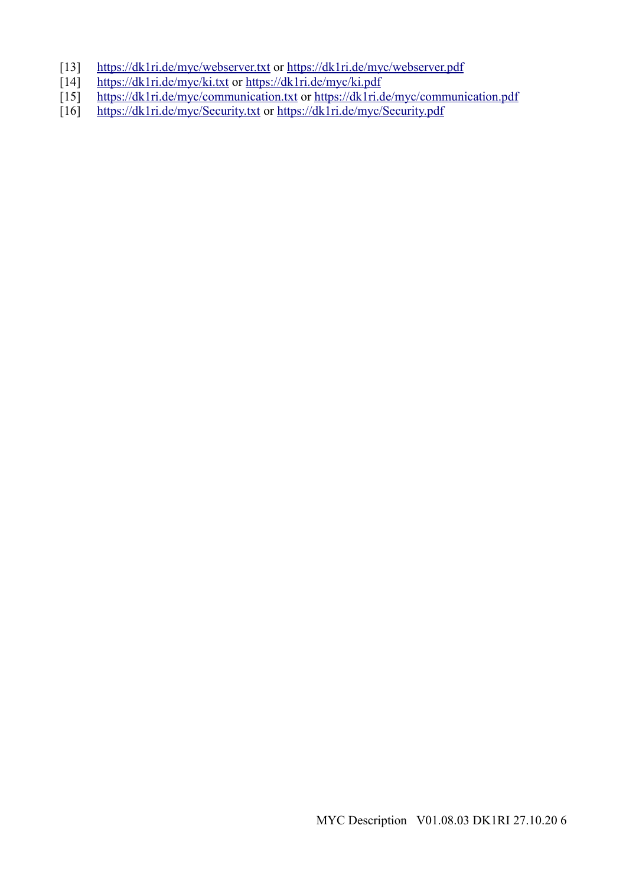[13] https://dk1ri.de/myc/webserver.txt or https://dk1ri.de/myc/webserver.pdf
[14] https://dk1ri.de/myc/ki.txt or https://dk1ri.de/myc/ki.pdf
[15] https://dk1ri.de/myc/communication.txt or https://dk1ri.de/myc/communication.pdf
[16] https://dk1ri.de/myc/Security.txt or https://dk1ri.de/myc/Security.pdf